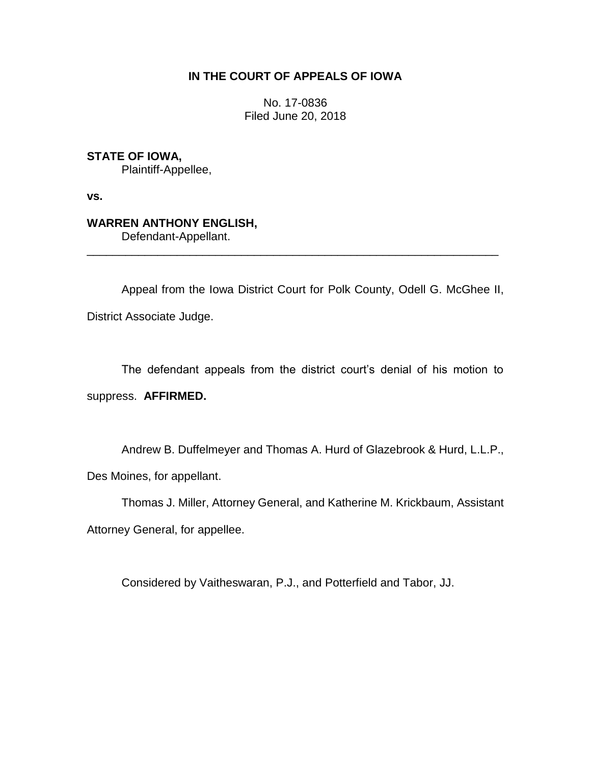# IN THE COURT OF APPEALS OF IOWA

No. 17-0836
Filed June 20, 2018

**STATE OF IOWA,**
Plaintiff-Appellee,

**vs.**

**WARREN ANTHONY ENGLISH,**
Defendant-Appellant.

---

Appeal from the Iowa District Court for Polk County, Odell G. McGhee II, District Associate Judge.

The defendant appeals from the district court's denial of his motion to suppress. **AFFIRMED.**

Andrew B. Duffelmeyer and Thomas A. Hurd of Glazebrook & Hurd, L.L.P., Des Moines, for appellant.

Thomas J. Miller, Attorney General, and Katherine M. Krickbaum, Assistant Attorney General, for appellee.

Considered by Vaitheswaran, P.J., and Potterfield and Tabor, JJ.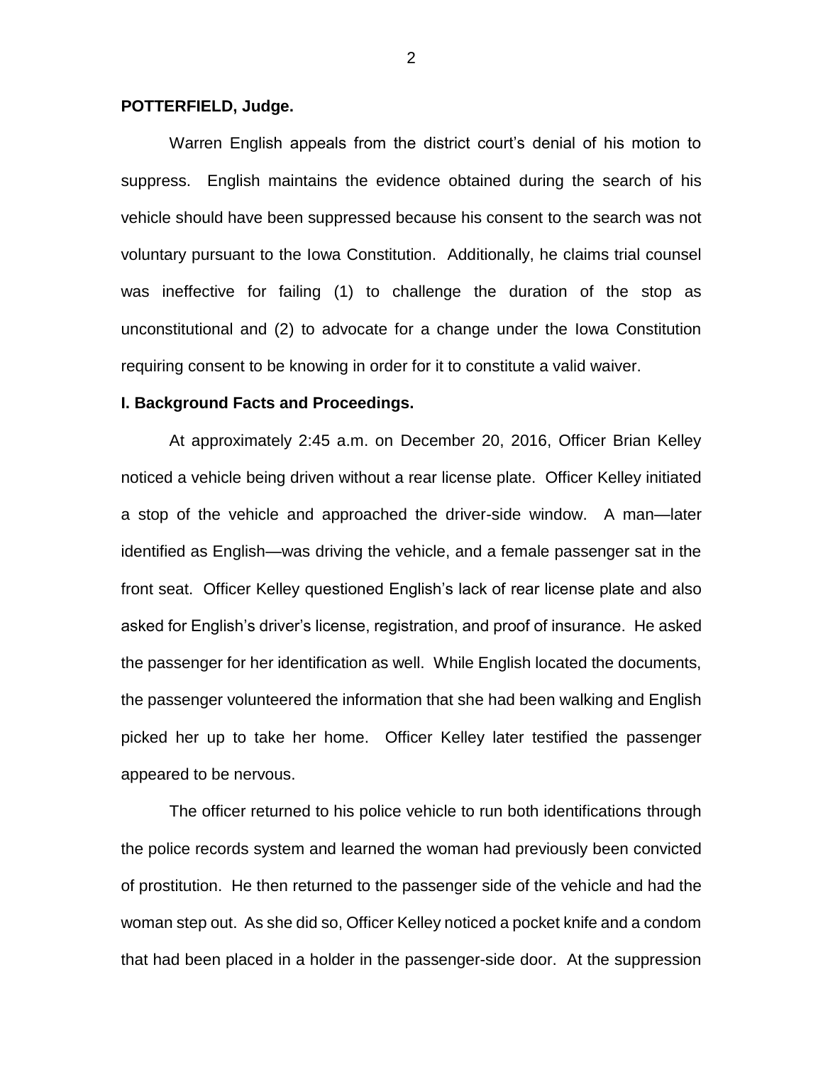**POTTERFIELD, Judge.**

Warren English appeals from the district court's denial of his motion to suppress. English maintains the evidence obtained during the search of his vehicle should have been suppressed because his consent to the search was not voluntary pursuant to the Iowa Constitution. Additionally, he claims trial counsel was ineffective for failing (1) to challenge the duration of the stop as unconstitutional and (2) to advocate for a change under the Iowa Constitution requiring consent to be knowing in order for it to constitute a valid waiver.

**I. Background Facts and Proceedings.**

At approximately 2:45 a.m. on December 20, 2016, Officer Brian Kelley noticed a vehicle being driven without a rear license plate. Officer Kelley initiated a stop of the vehicle and approached the driver-side window. A man—later identified as English—was driving the vehicle, and a female passenger sat in the front seat. Officer Kelley questioned English's lack of rear license plate and also asked for English's driver's license, registration, and proof of insurance. He asked the passenger for her identification as well. While English located the documents, the passenger volunteered the information that she had been walking and English picked her up to take her home. Officer Kelley later testified the passenger appeared to be nervous.

The officer returned to his police vehicle to run both identifications through the police records system and learned the woman had previously been convicted of prostitution. He then returned to the passenger side of the vehicle and had the woman step out. As she did so, Officer Kelley noticed a pocket knife and a condom that had been placed in a holder in the passenger-side door. At the suppression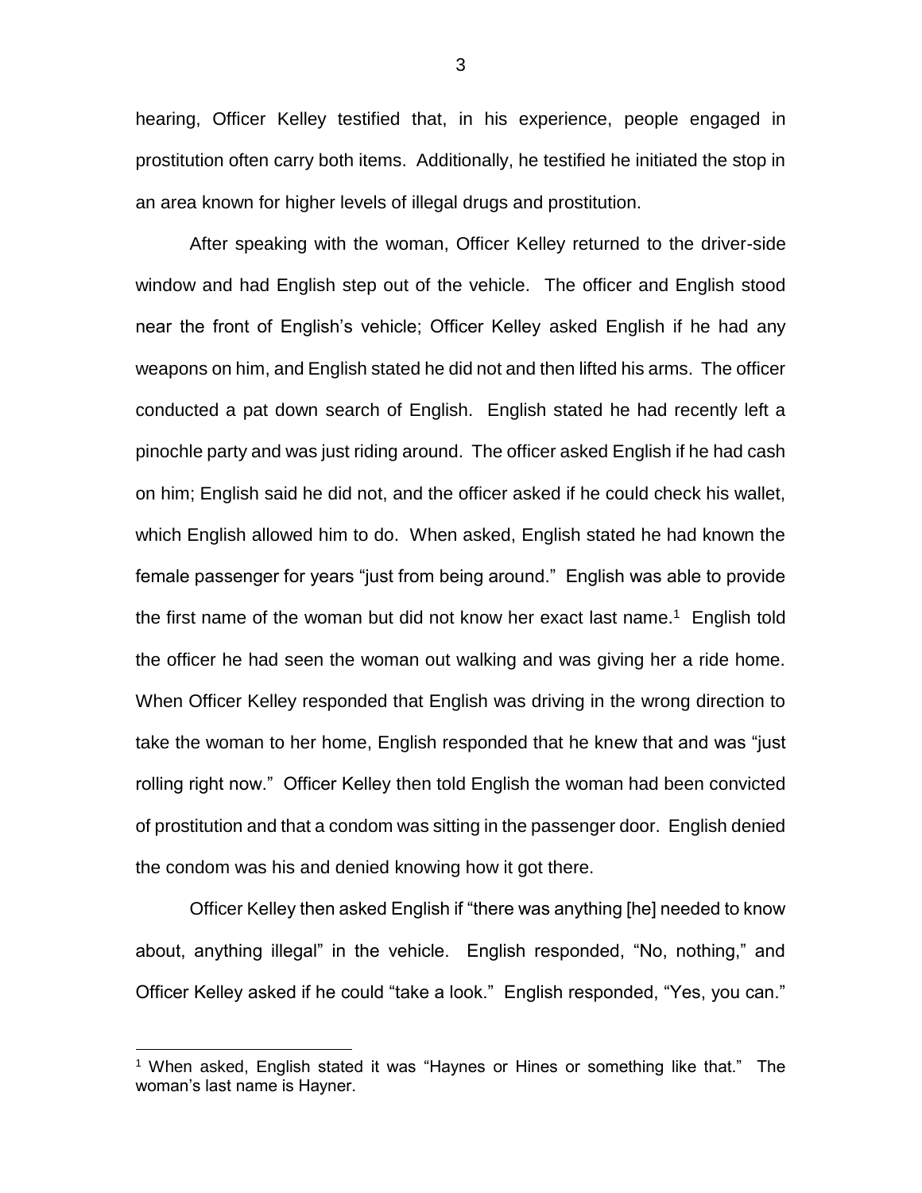hearing, Officer Kelley testified that, in his experience, people engaged in prostitution often carry both items. Additionally, he testified he initiated the stop in an area known for higher levels of illegal drugs and prostitution.

After speaking with the woman, Officer Kelley returned to the driver-side window and had English step out of the vehicle. The officer and English stood near the front of English's vehicle; Officer Kelley asked English if he had any weapons on him, and English stated he did not and then lifted his arms. The officer conducted a pat down search of English. English stated he had recently left a pinochle party and was just riding around. The officer asked English if he had cash on him; English said he did not, and the officer asked if he could check his wallet, which English allowed him to do. When asked, English stated he had known the female passenger for years "just from being around." English was able to provide the first name of the woman but did not know her exact last name.[1] English told the officer he had seen the woman out walking and was giving her a ride home. When Officer Kelley responded that English was driving in the wrong direction to take the woman to her home, English responded that he knew that and was "just rolling right now." Officer Kelley then told English the woman had been convicted of prostitution and that a condom was sitting in the passenger door. English denied the condom was his and denied knowing how it got there.

Officer Kelley then asked English if "there was anything [he] needed to know about, anything illegal" in the vehicle. English responded, "No, nothing," and Officer Kelley asked if he could "take a look." English responded, "Yes, you can."

[1] When asked, English stated it was "Haynes or Hines or something like that." The woman's last name is Hayner.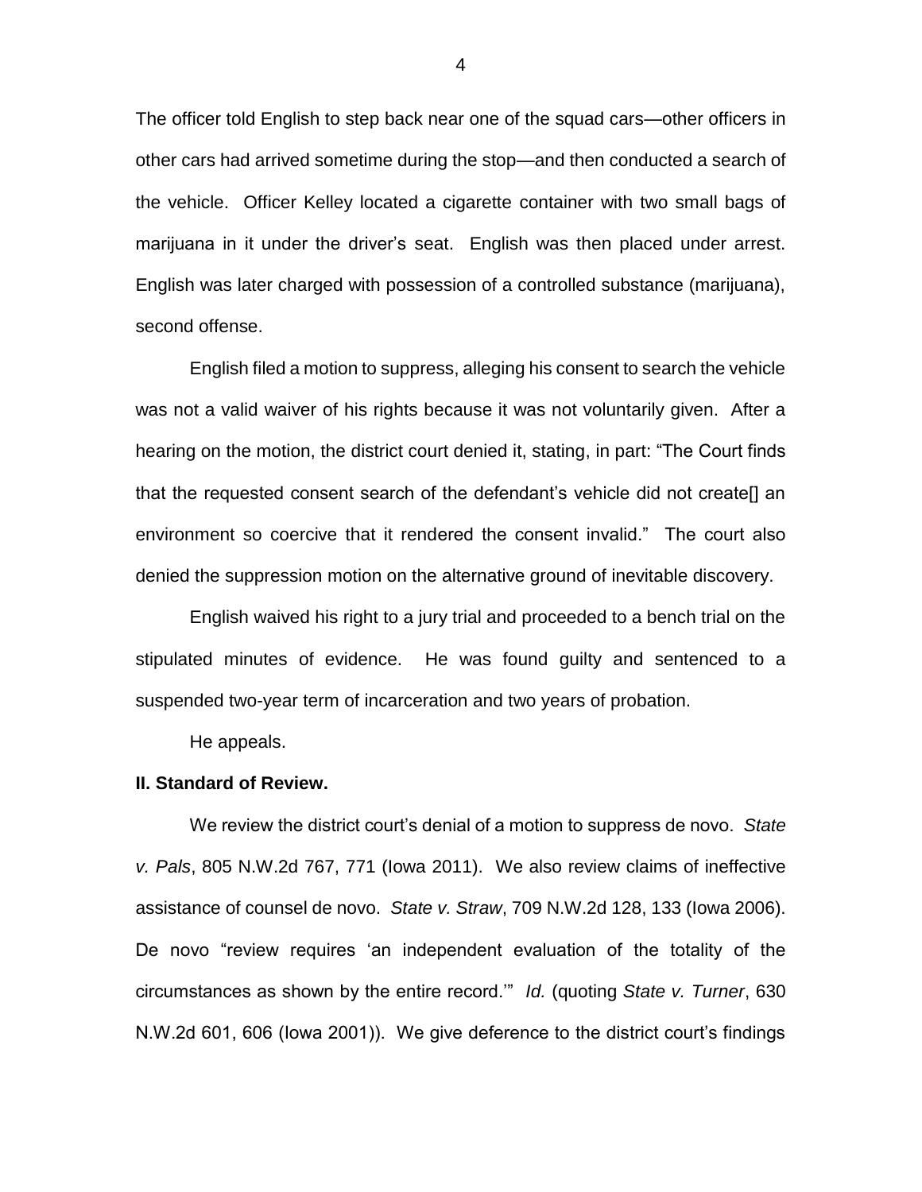The officer told English to step back near one of the squad cars—other officers in other cars had arrived sometime during the stop—and then conducted a search of the vehicle. Officer Kelley located a cigarette container with two small bags of marijuana in it under the driver's seat. English was then placed under arrest. English was later charged with possession of a controlled substance (marijuana), second offense.

English filed a motion to suppress, alleging his consent to search the vehicle was not a valid waiver of his rights because it was not voluntarily given. After a hearing on the motion, the district court denied it, stating, in part: "The Court finds that the requested consent search of the defendant's vehicle did not create[] an environment so coercive that it rendered the consent invalid." The court also denied the suppression motion on the alternative ground of inevitable discovery.

English waived his right to a jury trial and proceeded to a bench trial on the stipulated minutes of evidence. He was found guilty and sentenced to a suspended two-year term of incarceration and two years of probation.

He appeals.

**II. Standard of Review.**

We review the district court's denial of a motion to suppress de novo. *State v. Pals*, 805 N.W.2d 767, 771 (Iowa 2011). We also review claims of ineffective assistance of counsel de novo. *State v. Straw*, 709 N.W.2d 128, 133 (Iowa 2006). De novo "review requires 'an independent evaluation of the totality of the circumstances as shown by the entire record.'" *Id.* (quoting *State v. Turner*, 630 N.W.2d 601, 606 (Iowa 2001)). We give deference to the district court's findings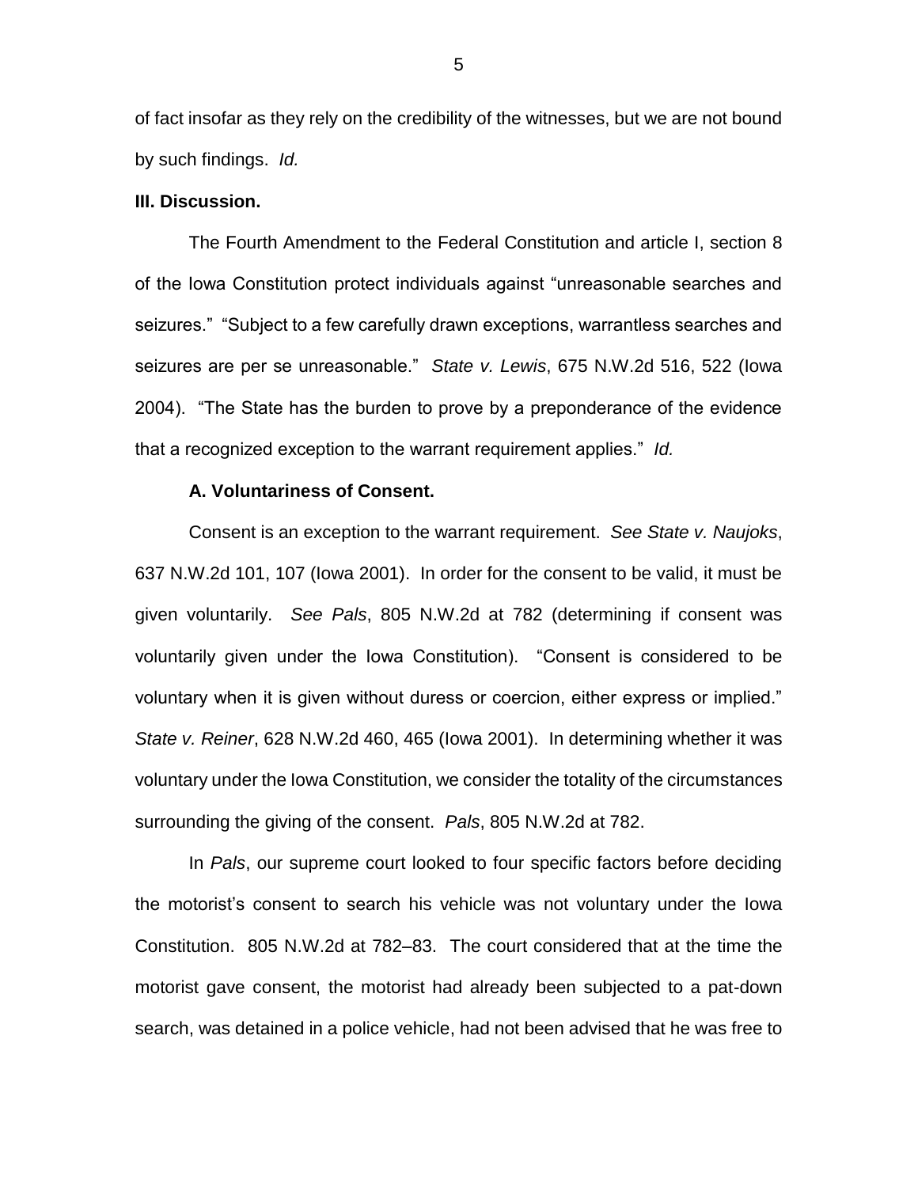of fact insofar as they rely on the credibility of the witnesses, but we are not bound by such findings. *Id.*

**III. Discussion.**

The Fourth Amendment to the Federal Constitution and article I, section 8 of the Iowa Constitution protect individuals against "unreasonable searches and seizures." "Subject to a few carefully drawn exceptions, warrantless searches and seizures are per se unreasonable." *State v. Lewis*, 675 N.W.2d 516, 522 (Iowa 2004). "The State has the burden to prove by a preponderance of the evidence that a recognized exception to the warrant requirement applies." *Id.*

**A. Voluntariness of Consent.**

Consent is an exception to the warrant requirement. *See State v. Naujoks*, 637 N.W.2d 101, 107 (Iowa 2001). In order for the consent to be valid, it must be given voluntarily. *See Pals*, 805 N.W.2d at 782 (determining if consent was voluntarily given under the Iowa Constitution). "Consent is considered to be voluntary when it is given without duress or coercion, either express or implied." *State v. Reiner*, 628 N.W.2d 460, 465 (Iowa 2001). In determining whether it was voluntary under the Iowa Constitution, we consider the totality of the circumstances surrounding the giving of the consent. *Pals*, 805 N.W.2d at 782.

In *Pals*, our supreme court looked to four specific factors before deciding the motorist's consent to search his vehicle was not voluntary under the Iowa Constitution. 805 N.W.2d at 782–83. The court considered that at the time the motorist gave consent, the motorist had already been subjected to a pat-down search, was detained in a police vehicle, had not been advised that he was free to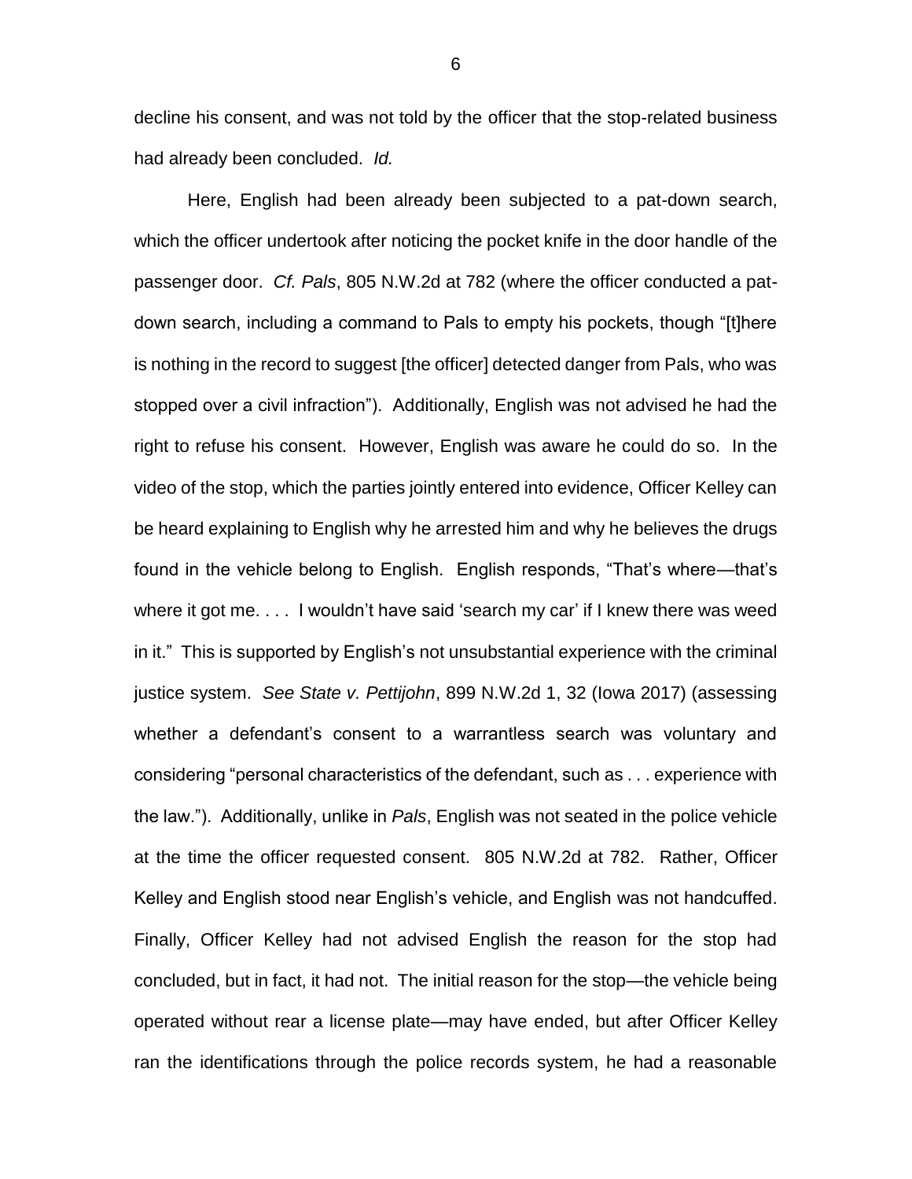decline his consent, and was not told by the officer that the stop-related business had already been concluded. *Id.*

Here, English had been already been subjected to a pat-down search, which the officer undertook after noticing the pocket knife in the door handle of the passenger door. *Cf. Pals*, 805 N.W.2d at 782 (where the officer conducted a pat-down search, including a command to Pals to empty his pockets, though "[t]here is nothing in the record to suggest [the officer] detected danger from Pals, who was stopped over a civil infraction"). Additionally, English was not advised he had the right to refuse his consent. However, English was aware he could do so. In the video of the stop, which the parties jointly entered into evidence, Officer Kelley can be heard explaining to English why he arrested him and why he believes the drugs found in the vehicle belong to English. English responds, "That's where—that's where it got me. . . . I wouldn't have said 'search my car' if I knew there was weed in it." This is supported by English's not unsubstantial experience with the criminal justice system. *See State v. Pettijohn*, 899 N.W.2d 1, 32 (Iowa 2017) (assessing whether a defendant's consent to a warrantless search was voluntary and considering "personal characteristics of the defendant, such as . . . experience with the law."). Additionally, unlike in *Pals*, English was not seated in the police vehicle at the time the officer requested consent. 805 N.W.2d at 782. Rather, Officer Kelley and English stood near English's vehicle, and English was not handcuffed. Finally, Officer Kelley had not advised English the reason for the stop had concluded, but in fact, it had not. The initial reason for the stop—the vehicle being operated without rear a license plate—may have ended, but after Officer Kelley ran the identifications through the police records system, he had a reasonable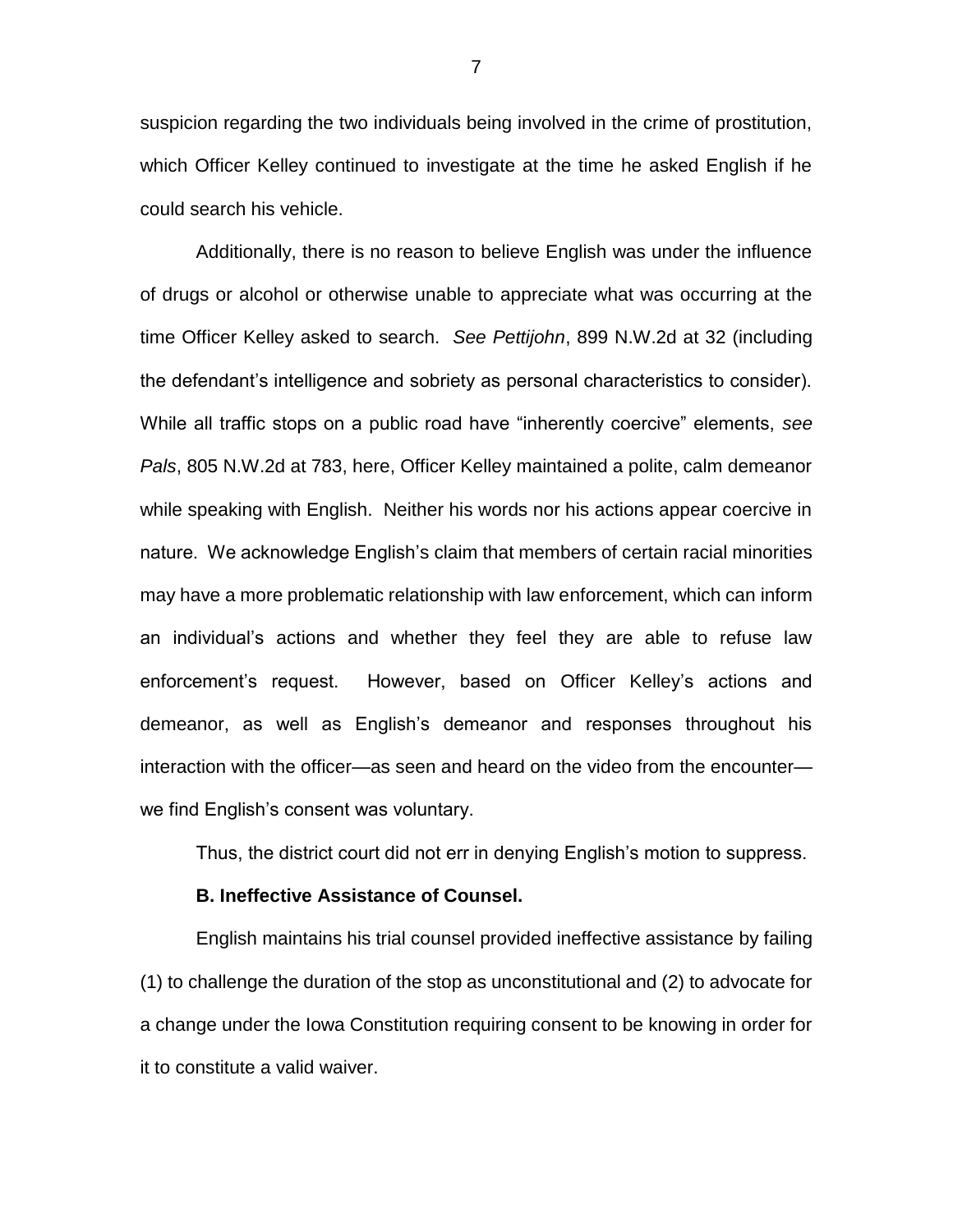suspicion regarding the two individuals being involved in the crime of prostitution, which Officer Kelley continued to investigate at the time he asked English if he could search his vehicle.

Additionally, there is no reason to believe English was under the influence of drugs or alcohol or otherwise unable to appreciate what was occurring at the time Officer Kelley asked to search. *See Pettijohn*, 899 N.W.2d at 32 (including the defendant's intelligence and sobriety as personal characteristics to consider). While all traffic stops on a public road have "inherently coercive" elements, *see Pals*, 805 N.W.2d at 783, here, Officer Kelley maintained a polite, calm demeanor while speaking with English. Neither his words nor his actions appear coercive in nature. We acknowledge English's claim that members of certain racial minorities may have a more problematic relationship with law enforcement, which can inform an individual's actions and whether they feel they are able to refuse law enforcement's request. However, based on Officer Kelley's actions and demeanor, as well as English's demeanor and responses throughout his interaction with the officer—as seen and heard on the video from the encounter—we find English's consent was voluntary.

Thus, the district court did not err in denying English's motion to suppress.

**B. Ineffective Assistance of Counsel.**

English maintains his trial counsel provided ineffective assistance by failing (1) to challenge the duration of the stop as unconstitutional and (2) to advocate for a change under the Iowa Constitution requiring consent to be knowing in order for it to constitute a valid waiver.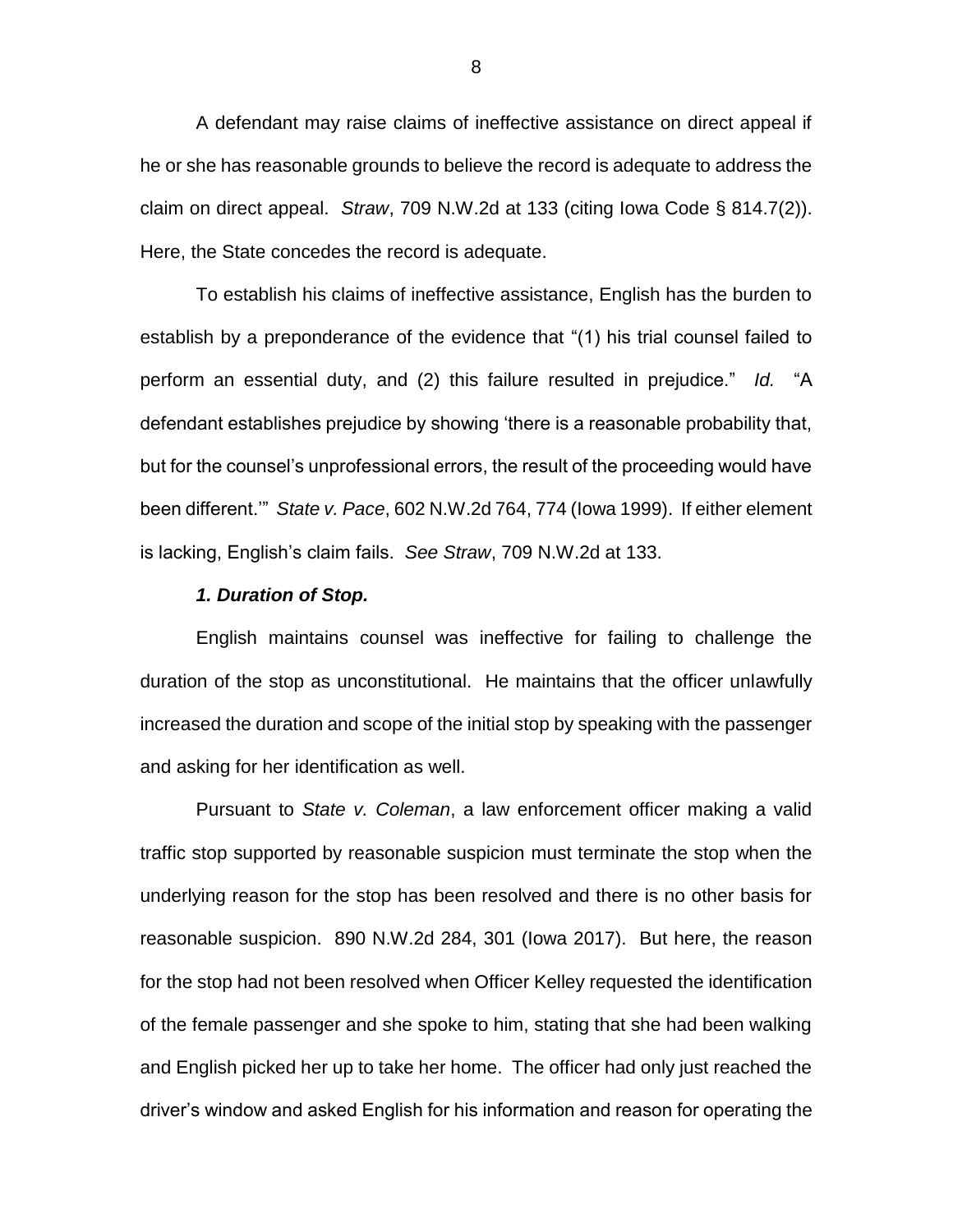A defendant may raise claims of ineffective assistance on direct appeal if he or she has reasonable grounds to believe the record is adequate to address the claim on direct appeal. *Straw*, 709 N.W.2d at 133 (citing Iowa Code § 814.7(2)). Here, the State concedes the record is adequate.

To establish his claims of ineffective assistance, English has the burden to establish by a preponderance of the evidence that "(1) his trial counsel failed to perform an essential duty, and (2) this failure resulted in prejudice." *Id.* "A defendant establishes prejudice by showing 'there is a reasonable probability that, but for the counsel's unprofessional errors, the result of the proceeding would have been different.'" *State v. Pace*, 602 N.W.2d 764, 774 (Iowa 1999). If either element is lacking, English's claim fails. *See Straw*, 709 N.W.2d at 133.

***1. Duration of Stop.***

English maintains counsel was ineffective for failing to challenge the duration of the stop as unconstitutional. He maintains that the officer unlawfully increased the duration and scope of the initial stop by speaking with the passenger and asking for her identification as well.

Pursuant to *State v. Coleman*, a law enforcement officer making a valid traffic stop supported by reasonable suspicion must terminate the stop when the underlying reason for the stop has been resolved and there is no other basis for reasonable suspicion. 890 N.W.2d 284, 301 (Iowa 2017). But here, the reason for the stop had not been resolved when Officer Kelley requested the identification of the female passenger and she spoke to him, stating that she had been walking and English picked her up to take her home. The officer had only just reached the driver's window and asked English for his information and reason for operating the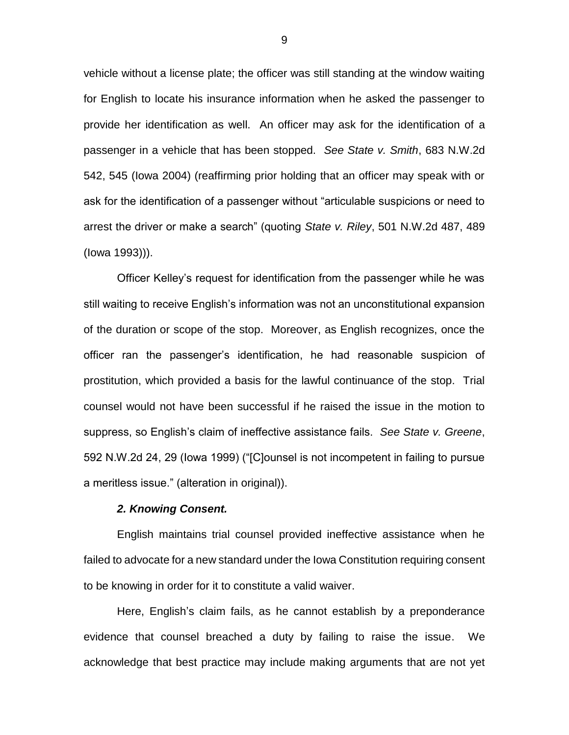vehicle without a license plate; the officer was still standing at the window waiting for English to locate his insurance information when he asked the passenger to provide her identification as well. An officer may ask for the identification of a passenger in a vehicle that has been stopped. *See State v. Smith*, 683 N.W.2d 542, 545 (Iowa 2004) (reaffirming prior holding that an officer may speak with or ask for the identification of a passenger without "articulable suspicions or need to arrest the driver or make a search" (quoting *State v. Riley*, 501 N.W.2d 487, 489 (Iowa 1993))).

Officer Kelley's request for identification from the passenger while he was still waiting to receive English's information was not an unconstitutional expansion of the duration or scope of the stop. Moreover, as English recognizes, once the officer ran the passenger's identification, he had reasonable suspicion of prostitution, which provided a basis for the lawful continuance of the stop. Trial counsel would not have been successful if he raised the issue in the motion to suppress, so English's claim of ineffective assistance fails. *See State v. Greene*, 592 N.W.2d 24, 29 (Iowa 1999) ("[C]ounsel is not incompetent in failing to pursue a meritless issue." (alteration in original)).

***2. Knowing Consent.***

English maintains trial counsel provided ineffective assistance when he failed to advocate for a new standard under the Iowa Constitution requiring consent to be knowing in order for it to constitute a valid waiver.

Here, English's claim fails, as he cannot establish by a preponderance evidence that counsel breached a duty by failing to raise the issue. We acknowledge that best practice may include making arguments that are not yet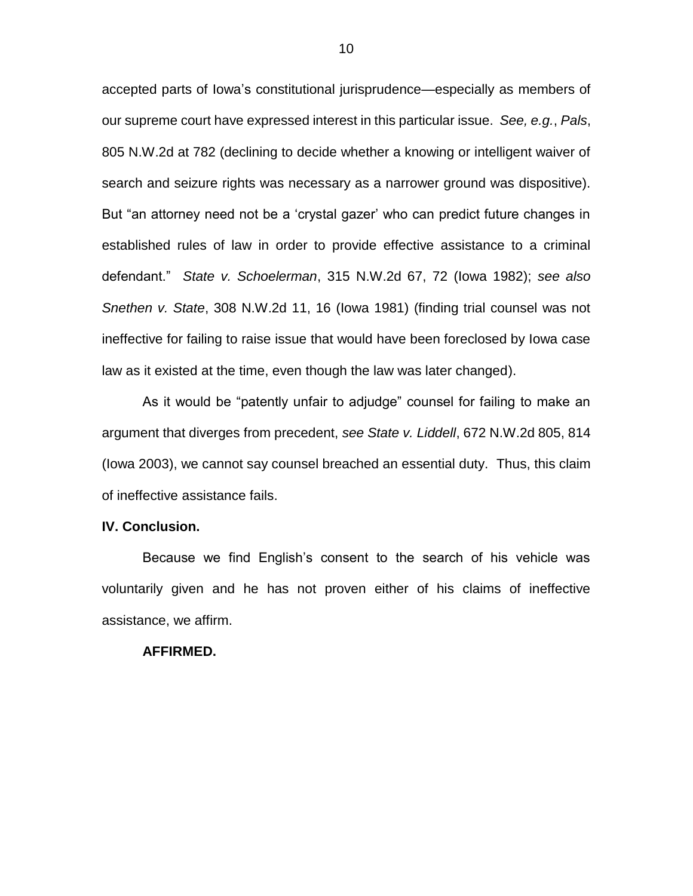accepted parts of Iowa's constitutional jurisprudence—especially as members of our supreme court have expressed interest in this particular issue. *See, e.g.*, *Pals*, 805 N.W.2d at 782 (declining to decide whether a knowing or intelligent waiver of search and seizure rights was necessary as a narrower ground was dispositive). But "an attorney need not be a 'crystal gazer' who can predict future changes in established rules of law in order to provide effective assistance to a criminal defendant." *State v. Schoelerman*, 315 N.W.2d 67, 72 (Iowa 1982); *see also Snethen v. State*, 308 N.W.2d 11, 16 (Iowa 1981) (finding trial counsel was not ineffective for failing to raise issue that would have been foreclosed by Iowa case law as it existed at the time, even though the law was later changed).

As it would be "patently unfair to adjudge" counsel for failing to make an argument that diverges from precedent, *see State v. Liddell*, 672 N.W.2d 805, 814 (Iowa 2003), we cannot say counsel breached an essential duty. Thus, this claim of ineffective assistance fails.

**IV. Conclusion.**

Because we find English's consent to the search of his vehicle was voluntarily given and he has not proven either of his claims of ineffective assistance, we affirm.

**AFFIRMED.**